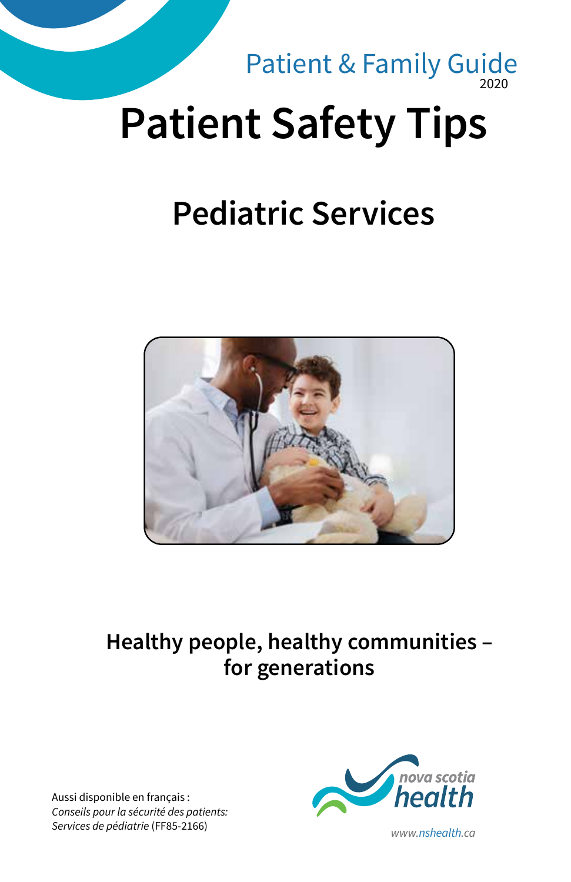Patient & Family Guide
2020

# Patient Safety Tips

## Pediatric Services

**Healthy people, healthy communities – for generations**

Aussi disponible en français :
*Conseils pour la sécurité des patients: Services de pédiatrie* (FF85-2166)

nova scotia health

www.nshealth.ca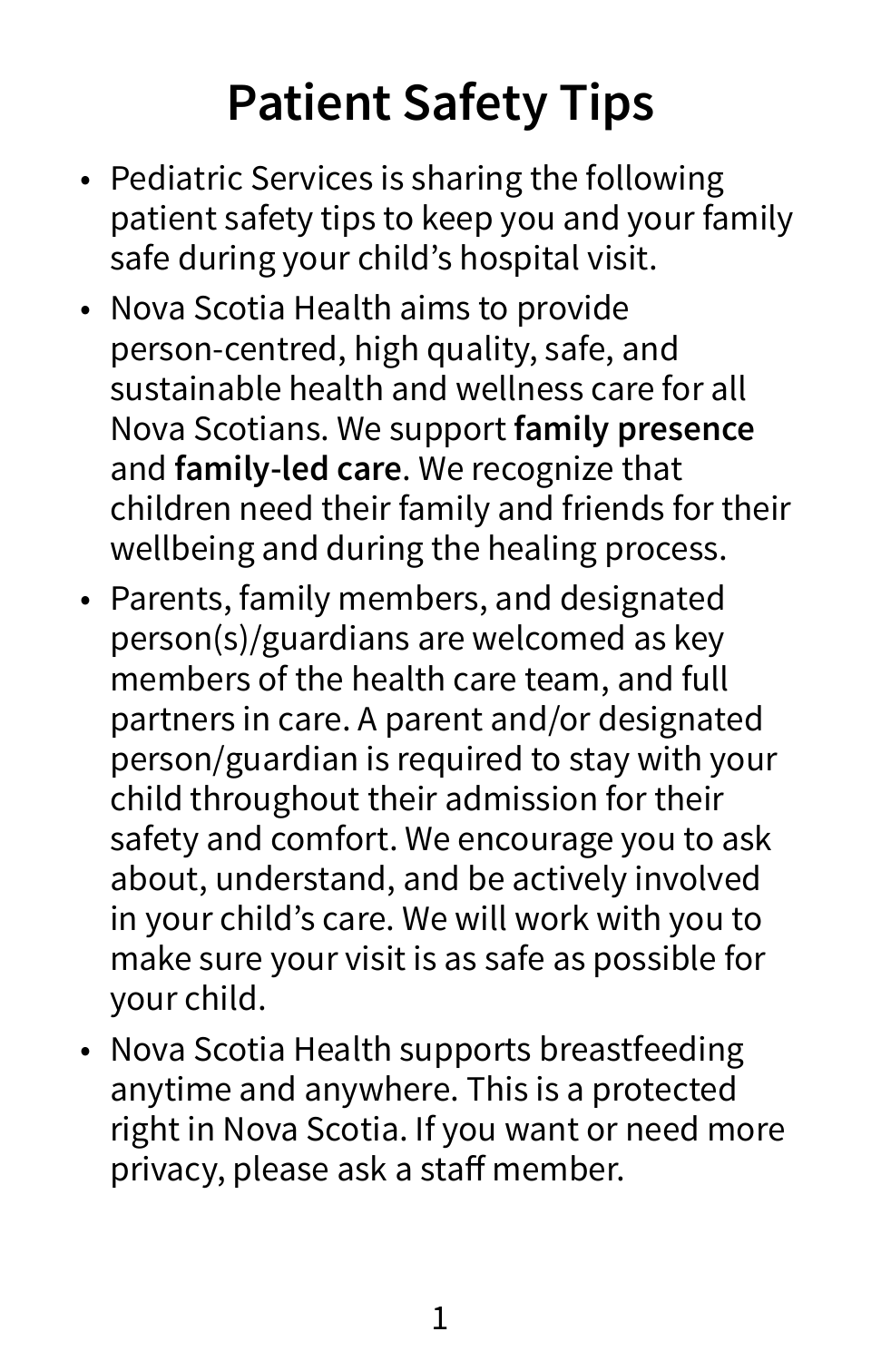# Patient Safety Tips

- Pediatric Services is sharing the following patient safety tips to keep you and your family safe during your child's hospital visit.
- Nova Scotia Health aims to provide person-centred, high quality, safe, and sustainable health and wellness care for all Nova Scotians. We support **family presence** and **family-led care**. We recognize that children need their family and friends for their wellbeing and during the healing process.
- Parents, family members, and designated person(s)/guardians are welcomed as key members of the health care team, and full partners in care. A parent and/or designated person/guardian is required to stay with your child throughout their admission for their safety and comfort. We encourage you to ask about, understand, and be actively involved in your child's care. We will work with you to make sure your visit is as safe as possible for your child.
- Nova Scotia Health supports breastfeeding anytime and anywhere. This is a protected right in Nova Scotia. If you want or need more privacy, please ask a staff member.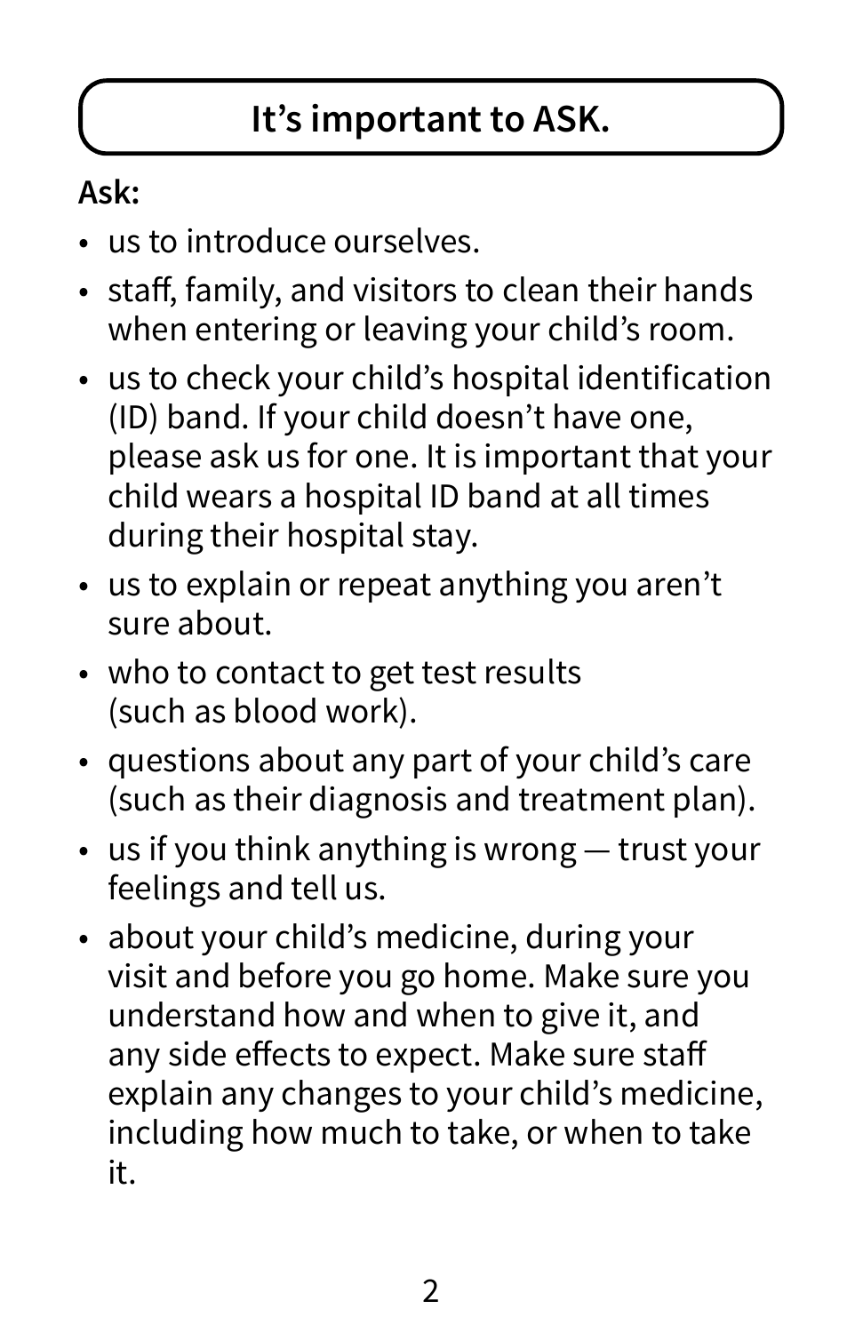## It's important to ASK.

**Ask:**

- us to introduce ourselves.
- staff, family, and visitors to clean their hands when entering or leaving your child's room.
- us to check your child's hospital identification (ID) band. If your child doesn't have one, please ask us for one. It is important that your child wears a hospital ID band at all times during their hospital stay.
- us to explain or repeat anything you aren't sure about.
- who to contact to get test results (such as blood work).
- questions about any part of your child's care (such as their diagnosis and treatment plan).
- us if you think anything is wrong — trust your feelings and tell us.
- about your child's medicine, during your visit and before you go home. Make sure you understand how and when to give it, and any side effects to expect. Make sure staff explain any changes to your child's medicine, including how much to take, or when to take it.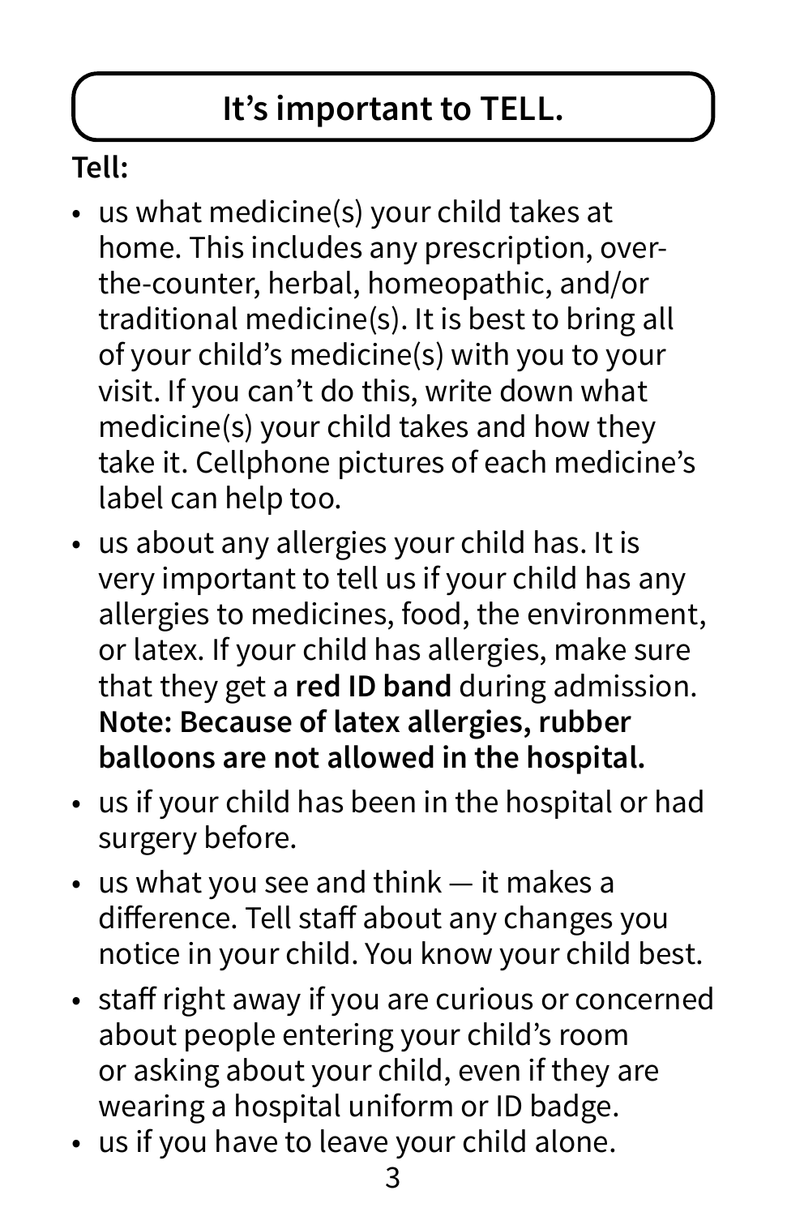## It’s important to TELL.

**Tell:**

- us what medicine(s) your child takes at home. This includes any prescription, over-the-counter, herbal, homeopathic, and/or traditional medicine(s). It is best to bring all of your child’s medicine(s) with you to your visit. If you can’t do this, write down what medicine(s) your child takes and how they take it. Cellphone pictures of each medicine’s label can help too.
- us about any allergies your child has. It is very important to tell us if your child has any allergies to medicines, food, the environment, or latex. If your child has allergies, make sure that they get a **red ID band** during admission. **Note: Because of latex allergies, rubber balloons are not allowed in the hospital.**
- us if your child has been in the hospital or had surgery before.
- us what you see and think — it makes a difference. Tell staff about any changes you notice in your child. You know your child best.
- staff right away if you are curious or concerned about people entering your child’s room or asking about your child, even if they are wearing a hospital uniform or ID badge.
- us if you have to leave your child alone.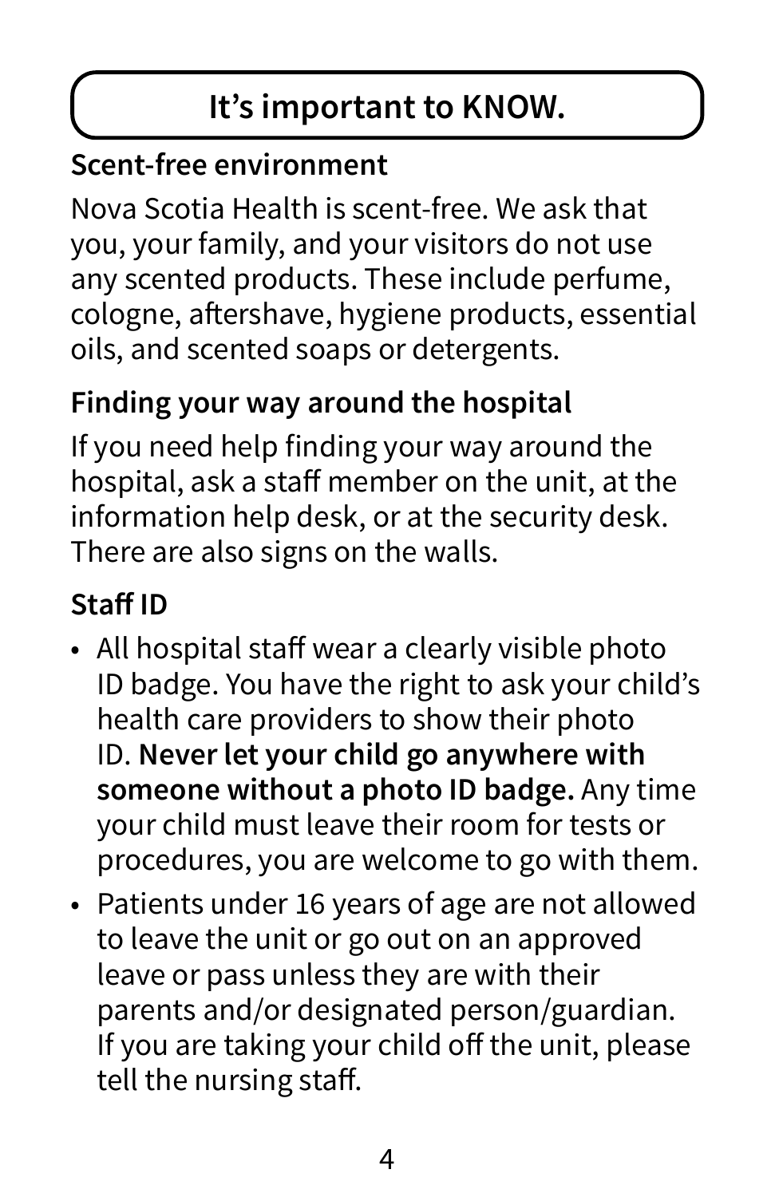## It’s important to KNOW.

### Scent-free environment

Nova Scotia Health is scent-free. We ask that you, your family, and your visitors do not use any scented products. These include perfume, cologne, aftershave, hygiene products, essential oils, and scented soaps or detergents.

### Finding your way around the hospital

If you need help finding your way around the hospital, ask a staff member on the unit, at the information help desk, or at the security desk. There are also signs on the walls.

### Staff ID

- All hospital staff wear a clearly visible photo ID badge. You have the right to ask your child’s health care providers to show their photo ID. **Never let your child go anywhere with someone without a photo ID badge.** Any time your child must leave their room for tests or procedures, you are welcome to go with them.
- Patients under 16 years of age are not allowed to leave the unit or go out on an approved leave or pass unless they are with their parents and/or designated person/guardian. If you are taking your child off the unit, please tell the nursing staff.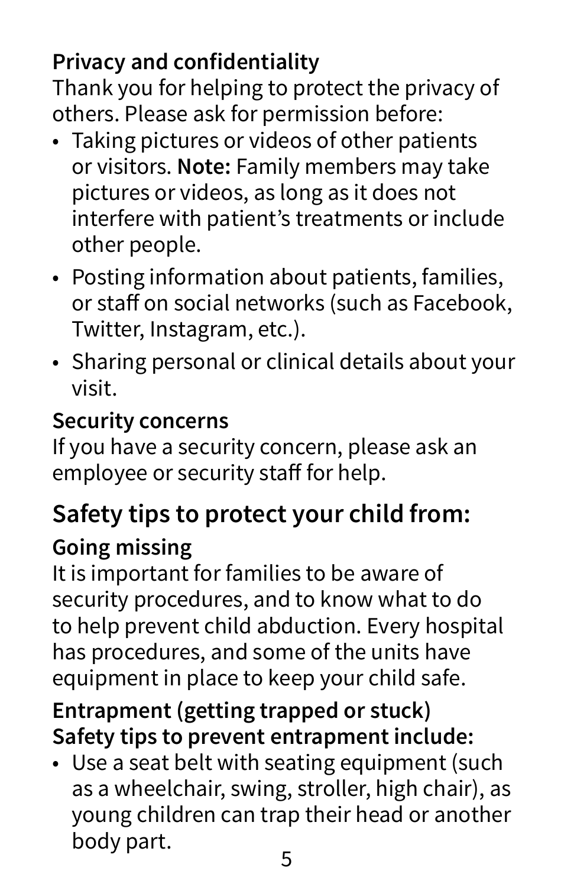### Privacy and confidentiality

Thank you for helping to protect the privacy of others. Please ask for permission before:

- Taking pictures or videos of other patients or visitors. **Note:** Family members may take pictures or videos, as long as it does not interfere with patient's treatments or include other people.
- Posting information about patients, families, or staff on social networks (such as Facebook, Twitter, Instagram, etc.).
- Sharing personal or clinical details about your visit.

### Security concerns

If you have a security concern, please ask an employee or security staff for help.

## Safety tips to protect your child from:

### Going missing

It is important for families to be aware of security procedures, and to know what to do to help prevent child abduction. Every hospital has procedures, and some of the units have equipment in place to keep your child safe.

### Entrapment (getting trapped or stuck)

**Safety tips to prevent entrapment include:**

- Use a seat belt with seating equipment (such as a wheelchair, swing, stroller, high chair), as young children can trap their head or another body part.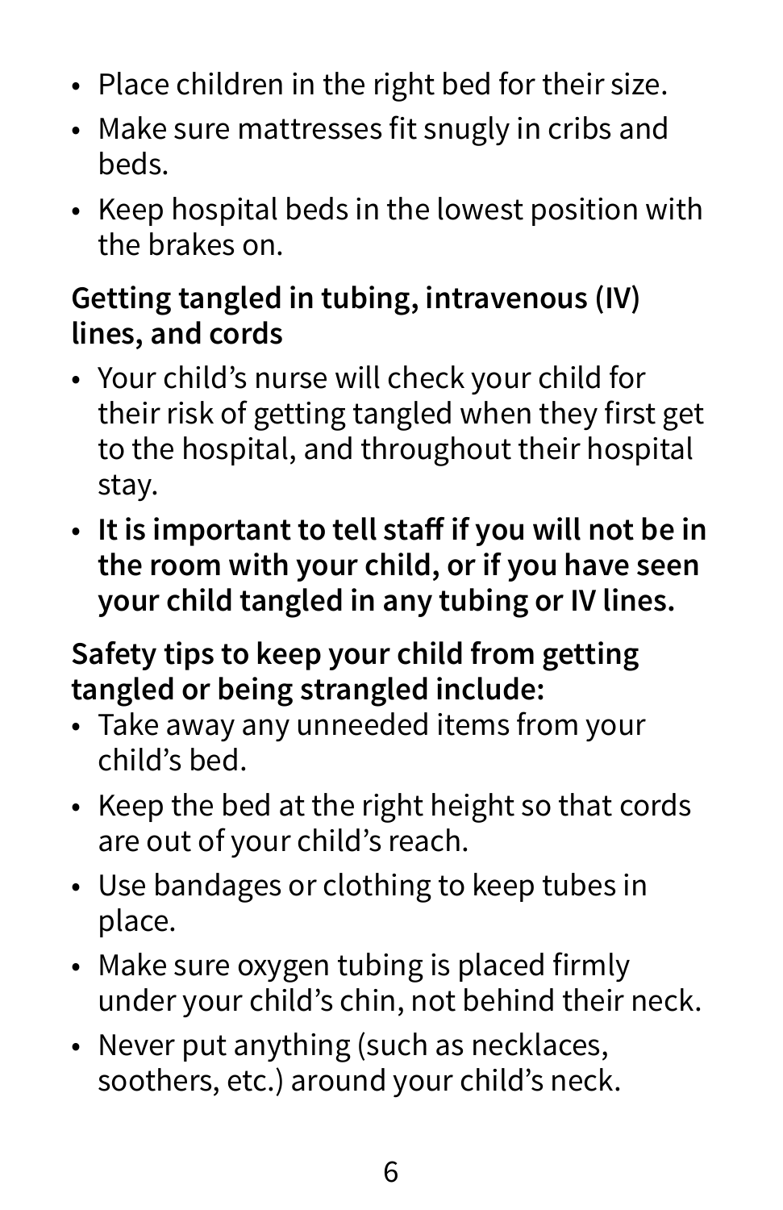- Place children in the right bed for their size.
- Make sure mattresses fit snugly in cribs and beds.
- Keep hospital beds in the lowest position with the brakes on.

### Getting tangled in tubing, intravenous (IV) lines, and cords

- Your child's nurse will check your child for their risk of getting tangled when they first get to the hospital, and throughout their hospital stay.
- **It is important to tell staff if you will not be in the room with your child, or if you have seen your child tangled in any tubing or IV lines.**

**Safety tips to keep your child from getting tangled or being strangled include:**

- Take away any unneeded items from your child's bed.
- Keep the bed at the right height so that cords are out of your child's reach.
- Use bandages or clothing to keep tubes in place.
- Make sure oxygen tubing is placed firmly under your child's chin, not behind their neck.
- Never put anything (such as necklaces, soothers, etc.) around your child's neck.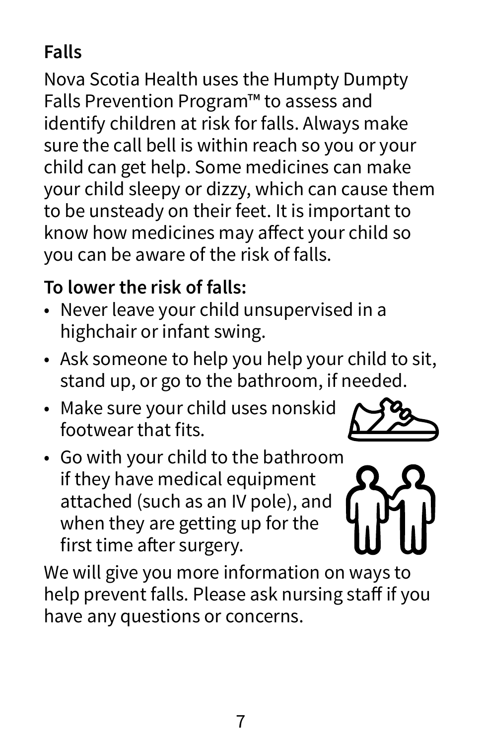## Falls

Nova Scotia Health uses the Humpty Dumpty Falls Prevention Program™ to assess and identify children at risk for falls. Always make sure the call bell is within reach so you or your child can get help. Some medicines can make your child sleepy or dizzy, which can cause them to be unsteady on their feet. It is important to know how medicines may affect your child so you can be aware of the risk of falls.

### To lower the risk of falls:

- Never leave your child unsupervised in a highchair or infant swing.
- Ask someone to help you help your child to sit, stand up, or go to the bathroom, if needed.
- Make sure your child uses nonskid footwear that fits.
- Go with your child to the bathroom if they have medical equipment attached (such as an IV pole), and when they are getting up for the first time after surgery.

We will give you more information on ways to help prevent falls. Please ask nursing staff if you have any questions or concerns.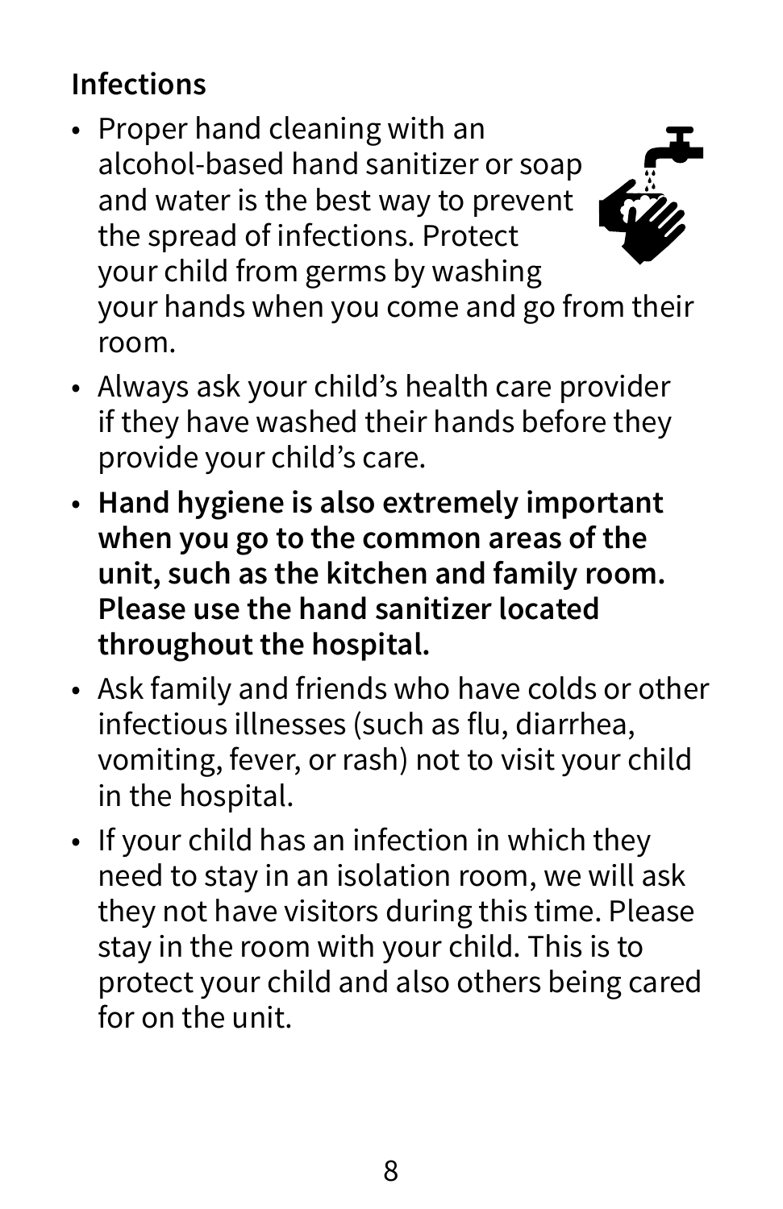## Infections

- Proper hand cleaning with an alcohol-based hand sanitizer or soap and water is the best way to prevent the spread of infections. Protect your child from germs by washing your hands when you come and go from their room.
- Always ask your child's health care provider if they have washed their hands before they provide your child's care.
- **Hand hygiene is also extremely important when you go to the common areas of the unit, such as the kitchen and family room. Please use the hand sanitizer located throughout the hospital.**
- Ask family and friends who have colds or other infectious illnesses (such as flu, diarrhea, vomiting, fever, or rash) not to visit your child in the hospital.
- If your child has an infection in which they need to stay in an isolation room, we will ask they not have visitors during this time. Please stay in the room with your child. This is to protect your child and also others being cared for on the unit.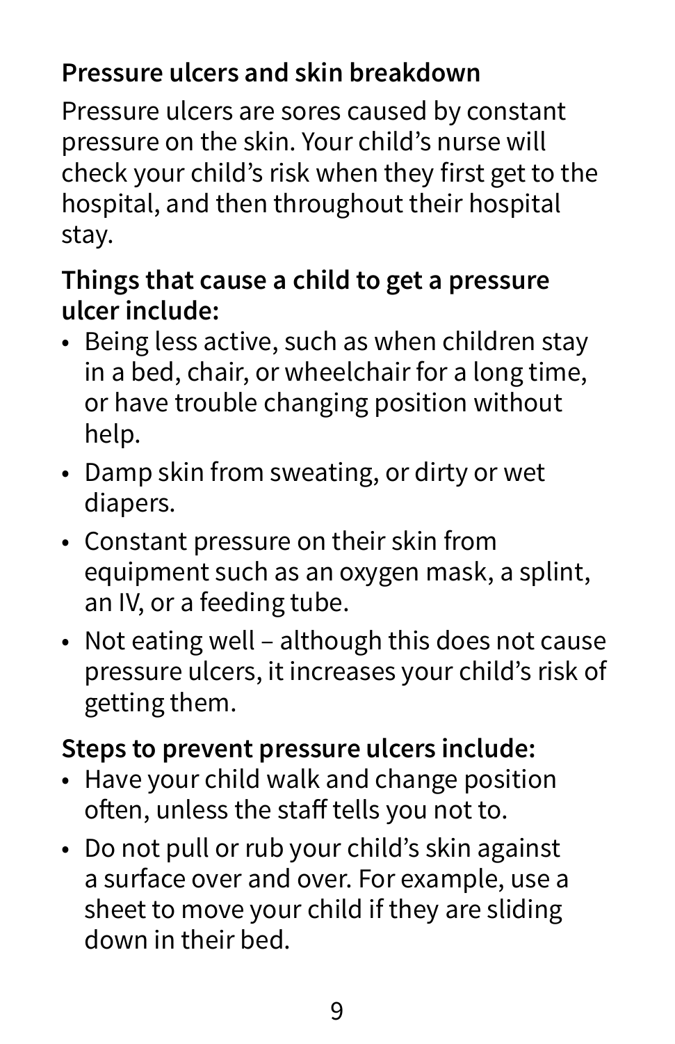## Pressure ulcers and skin breakdown

Pressure ulcers are sores caused by constant pressure on the skin. Your child's nurse will check your child's risk when they first get to the hospital, and then throughout their hospital stay.

**Things that cause a child to get a pressure ulcer include:**

- Being less active, such as when children stay in a bed, chair, or wheelchair for a long time, or have trouble changing position without help.
- Damp skin from sweating, or dirty or wet diapers.
- Constant pressure on their skin from equipment such as an oxygen mask, a splint, an IV, or a feeding tube.
- Not eating well – although this does not cause pressure ulcers, it increases your child's risk of getting them.

**Steps to prevent pressure ulcers include:**

- Have your child walk and change position often, unless the staff tells you not to.
- Do not pull or rub your child's skin against a surface over and over. For example, use a sheet to move your child if they are sliding down in their bed.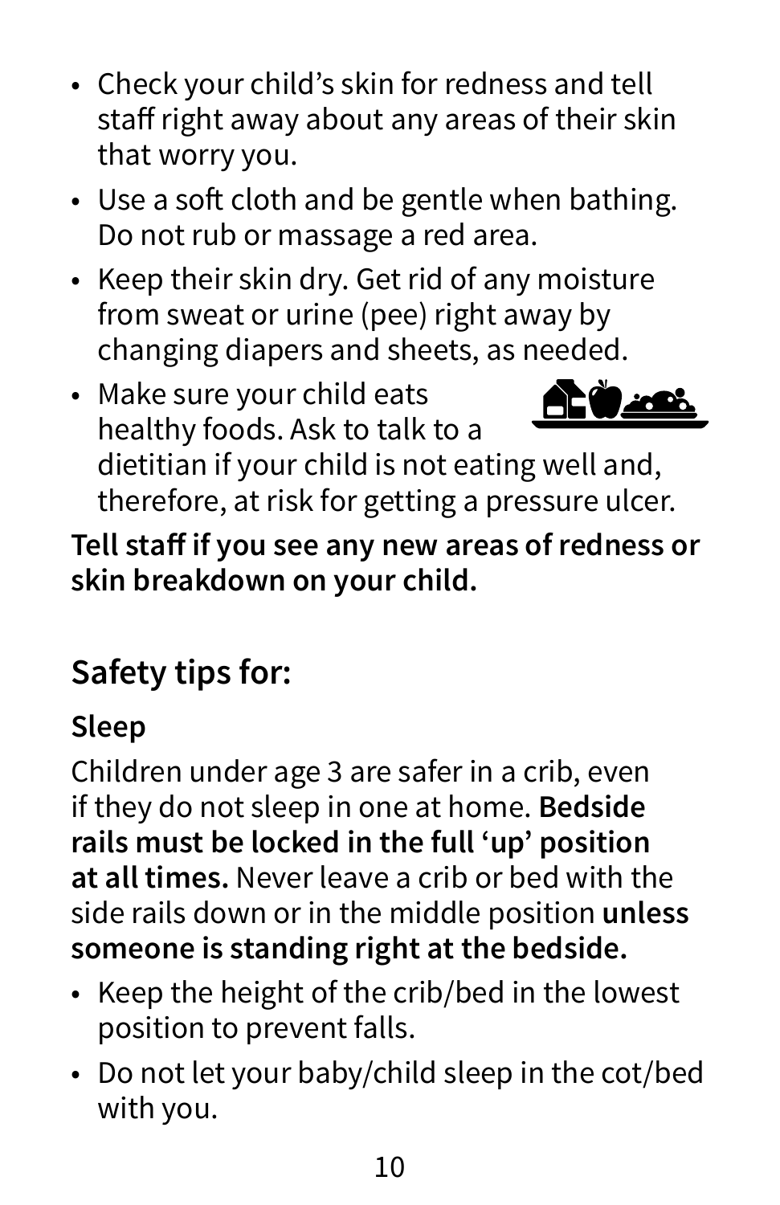- Check your child's skin for redness and tell staff right away about any areas of their skin that worry you.
- Use a soft cloth and be gentle when bathing. Do not rub or massage a red area.
- Keep their skin dry. Get rid of any moisture from sweat or urine (pee) right away by changing diapers and sheets, as needed.
- Make sure your child eats healthy foods. Ask to talk to a dietitian if your child is not eating well and, therefore, at risk for getting a pressure ulcer.

**Tell staff if you see any new areas of redness or skin breakdown on your child.**

## Safety tips for:

### Sleep

Children under age 3 are safer in a crib, even if they do not sleep in one at home. **Bedside rails must be locked in the full 'up' position at all times.** Never leave a crib or bed with the side rails down or in the middle position **unless someone is standing right at the bedside.**

- Keep the height of the crib/bed in the lowest position to prevent falls.
- Do not let your baby/child sleep in the cot/bed with you.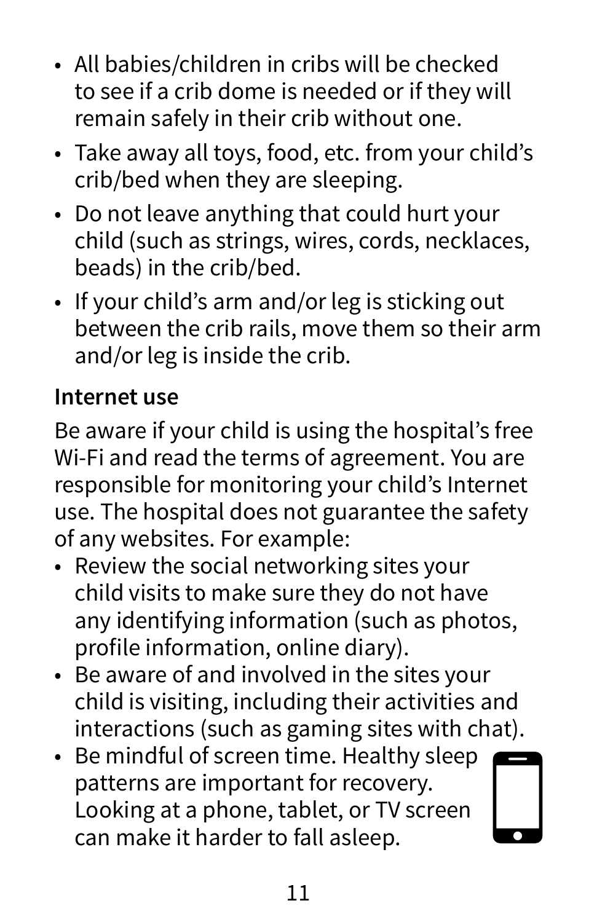- All babies/children in cribs will be checked to see if a crib dome is needed or if they will remain safely in their crib without one.
- Take away all toys, food, etc. from your child's crib/bed when they are sleeping.
- Do not leave anything that could hurt your child (such as strings, wires, cords, necklaces, beads) in the crib/bed.
- If your child's arm and/or leg is sticking out between the crib rails, move them so their arm and/or leg is inside the crib.

**Internet use**

Be aware if your child is using the hospital's free Wi-Fi and read the terms of agreement. You are responsible for monitoring your child's Internet use. The hospital does not guarantee the safety of any websites. For example:

- Review the social networking sites your child visits to make sure they do not have any identifying information (such as photos, profile information, online diary).
- Be aware of and involved in the sites your child is visiting, including their activities and interactions (such as gaming sites with chat).
- Be mindful of screen time. Healthy sleep patterns are important for recovery. Looking at a phone, tablet, or TV screen can make it harder to fall asleep.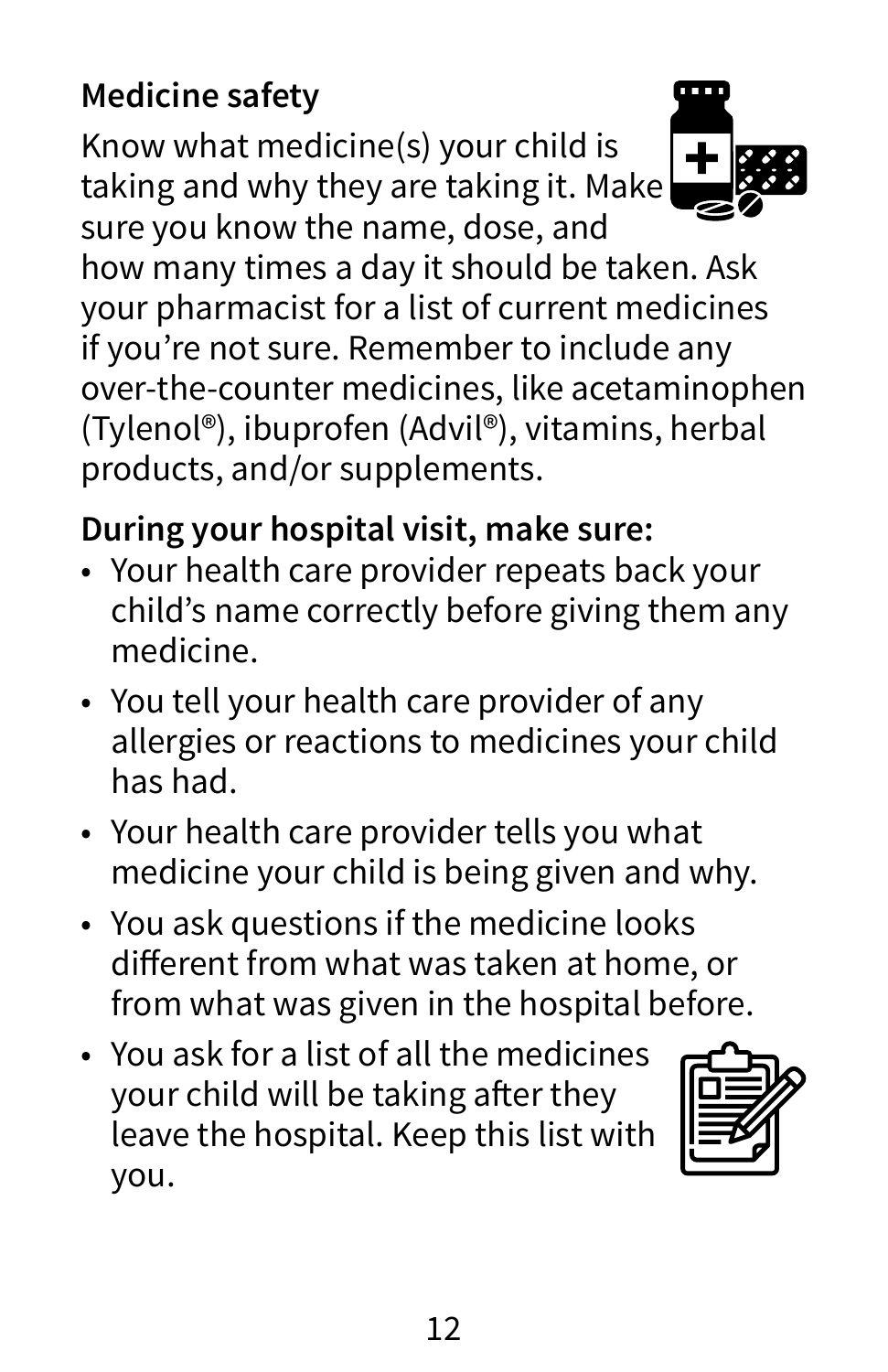## Medicine safety

Know what medicine(s) your child is taking and why they are taking it. Make sure you know the name, dose, and how many times a day it should be taken. Ask your pharmacist for a list of current medicines if you're not sure. Remember to include any over-the-counter medicines, like acetaminophen (Tylenol®), ibuprofen (Advil®), vitamins, herbal products, and/or supplements.

**During your hospital visit, make sure:**

- Your health care provider repeats back your child's name correctly before giving them any medicine.
- You tell your health care provider of any allergies or reactions to medicines your child has had.
- Your health care provider tells you what medicine your child is being given and why.
- You ask questions if the medicine looks different from what was taken at home, or from what was given in the hospital before.
- You ask for a list of all the medicines your child will be taking after they leave the hospital. Keep this list with you.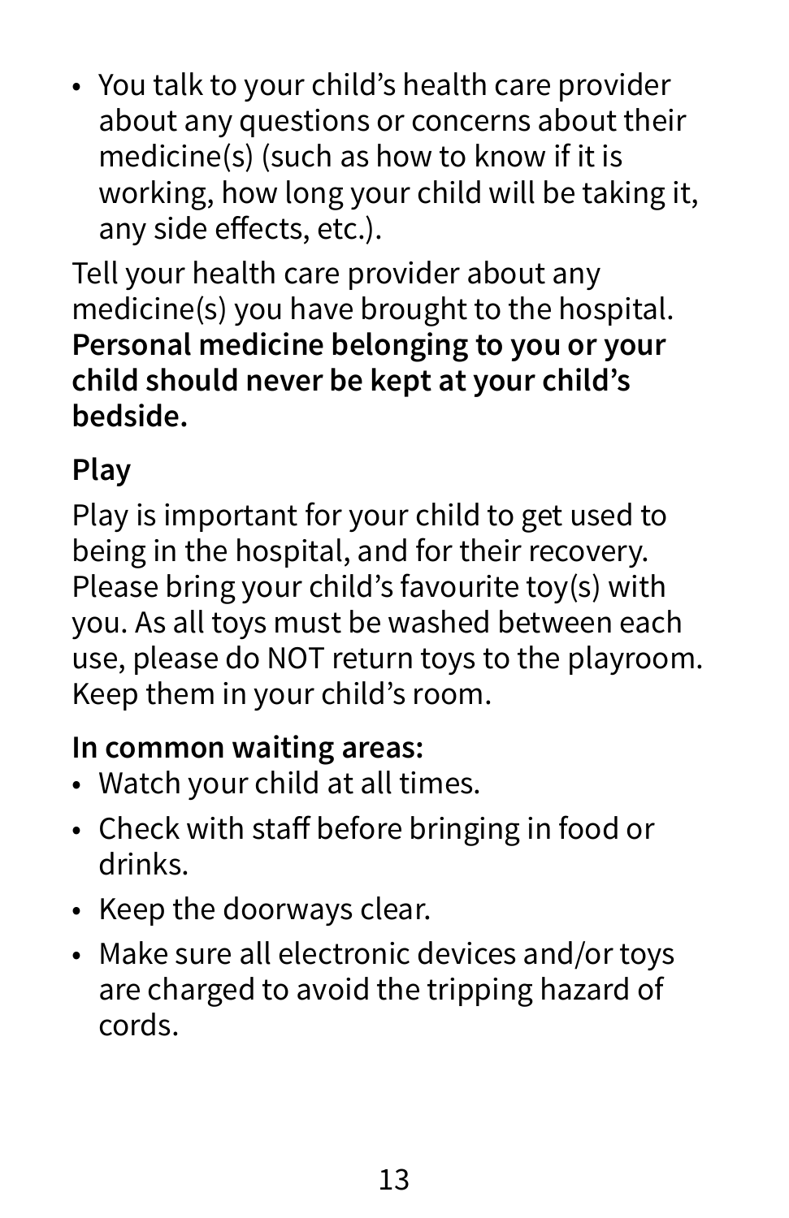- You talk to your child's health care provider about any questions or concerns about their medicine(s) (such as how to know if it is working, how long your child will be taking it, any side effects, etc.).

Tell your health care provider about any medicine(s) you have brought to the hospital. **Personal medicine belonging to you or your child should never be kept at your child's bedside.**

### Play

Play is important for your child to get used to being in the hospital, and for their recovery. Please bring your child's favourite toy(s) with you. As all toys must be washed between each use, please do NOT return toys to the playroom. Keep them in your child's room.

**In common waiting areas:**

- Watch your child at all times.
- Check with staff before bringing in food or drinks.
- Keep the doorways clear.
- Make sure all electronic devices and/or toys are charged to avoid the tripping hazard of cords.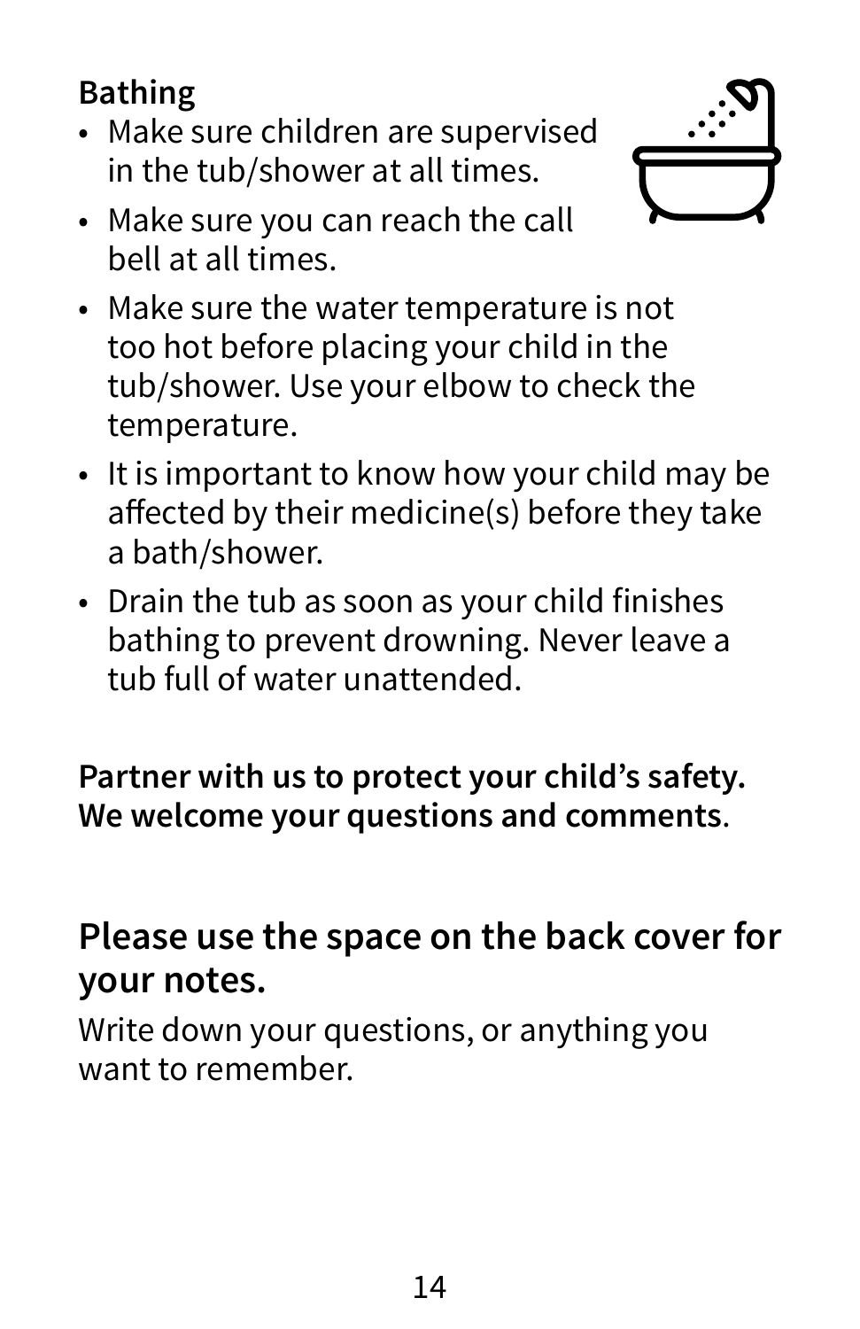**Bathing**

- Make sure children are supervised in the tub/shower at all times.
- Make sure you can reach the call bell at all times.
- Make sure the water temperature is not too hot before placing your child in the tub/shower. Use your elbow to check the temperature.
- It is important to know how your child may be affected by their medicine(s) before they take a bath/shower.
- Drain the tub as soon as your child finishes bathing to prevent drowning. Never leave a tub full of water unattended.

**Partner with us to protect your child's safety. We welcome your questions and comments**.

## Please use the space on the back cover for your notes.

Write down your questions, or anything you want to remember.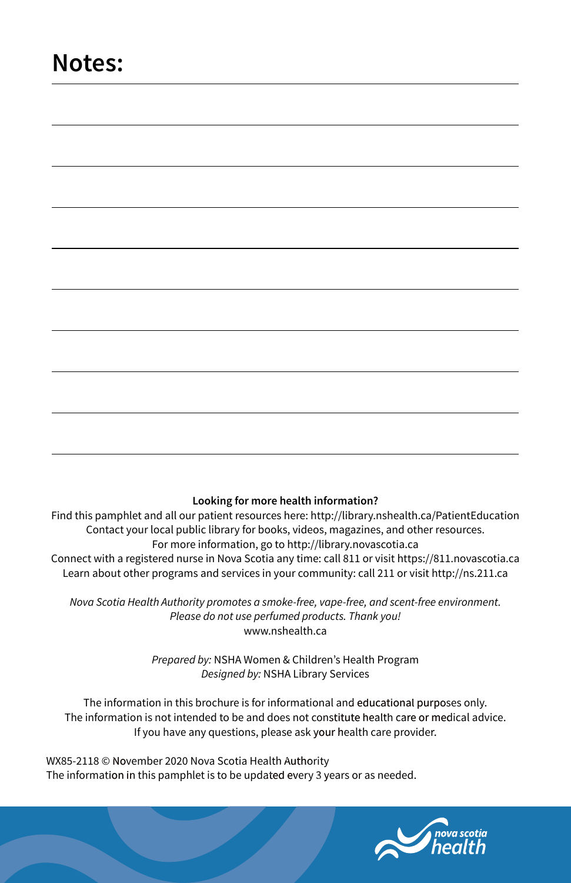# Notes:

**Looking for more health information?**

Find this pamphlet and all our patient resources here: http://library.nshealth.ca/PatientEducation
Contact your local public library for books, videos, magazines, and other resources.
For more information, go to http://library.novascotia.ca
Connect with a registered nurse in Nova Scotia any time: call 811 or visit https://811.novascotia.ca
Learn about other programs and services in your community: call 211 or visit http://ns.211.ca

*Nova Scotia Health Authority promotes a smoke-free, vape-free, and scent-free environment.*
*Please do not use perfumed products. Thank you!*
www.nshealth.ca

*Prepared by:* NSHA Women & Children's Health Program
*Designed by:* NSHA Library Services

The information in this brochure is for informational and educational purposes only.
The information is not intended to be and does not constitute health care or medical advice.
If you have any questions, please ask your health care provider.

WX85-2118 © November 2020 Nova Scotia Health Authority
The information in this pamphlet is to be updated every 3 years or as needed.

nova scotia health